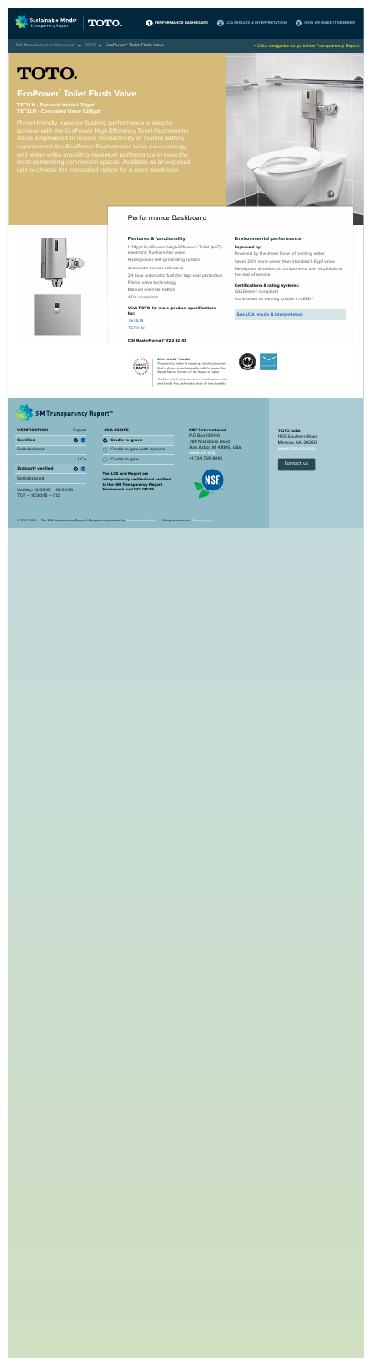SM Manufacturers Showroom ► TOTO ► EcoPower® Toilet Flush Valve

< Click navigation to go to live Transparency Report

1 PERFORMANCE DASHBOARD 2 LCA RESULTS & INTERPRETATION 3 HOW WE MAKE IT GREENER

# TOTO.

## EcoPower® Toilet Flush Valve

**TET1LN - Exposed Valve 1.28gpf**
**TET2LN - Concealed Valve 1.28gpf**

Planet-friendly, superior flushing performance is easy to achieve with the EcoPower High Efficiency Toilet Flushometer Valve. Engineered to require no electricity or routine battery replacement, the EcoPower Flushometer Valve saves energy and water while providing maximum performance in even the most demanding commercial spaces. Available as an exposed unit or choose the concealed option for a more sleek look.

## Performance Dashboard

### Features & functionality

1.28gpf EcoPower® High-Efficiency Toilet (HET) electronic flushometer valve

Hydropower self-generating system

Automatic sensor activated

24 hour automatic flush for trap seal protection

Piston valve technology

Manual override button

ADA compliant

**Visit TOTO for more product specifications for:**

TET1LN

TET2LN

**CSI MasterFormat® #22 42 43**

ECO-POWER® VALVE

- Powered by water to create its electrical current that is stored in a rechargeable cell to power the Smart Sensor System of the faucet or valve.
- Reduces electricity use, lower maintenance costs and hassle free automatic shut-off functionality.

### Environmental performance

**Improved by:**

Powered by the sheer force of running water

Saves 20% more water than standard 1.6gpf valve

Metal parts and electric components are recyclable at the end of service

**Certifications & rating systems:**

CALGreen® compliant

Contributes to earning credits in LEED®

See LCA results & interpretation

## SM Transparency Report™

| VERIFICATION | Report |
| --- | --- |
| Certified | |
| Self-declared | |
| | LCA |
| 3rd party verified | |
| Self-declared | |

Validity: 10/30/15 – 10/30/18
TOT – 10/30/15 – 012

**LCA SCOPE**

- Cradle to grave
- Cradle to gate with options
- Cradle to gate

**The LCA and Report are independently verified and certified to the SM Transparency Report Framework and ISO 14025.**

**NSF International**
P.O. Box 130140
789 N.Dixboro Road
Ann Arbor, MI 48105, USA
www.nsf.org
+1 734 769 8010

**TOTO USA**
1155 Southern Road
Morrow, GA 30260
www.totousa.com

Contact us

©2013-2015 - The SM Transparency Report™ Program is operated by Sustainable Minds® - All rights reserved. Privacy policy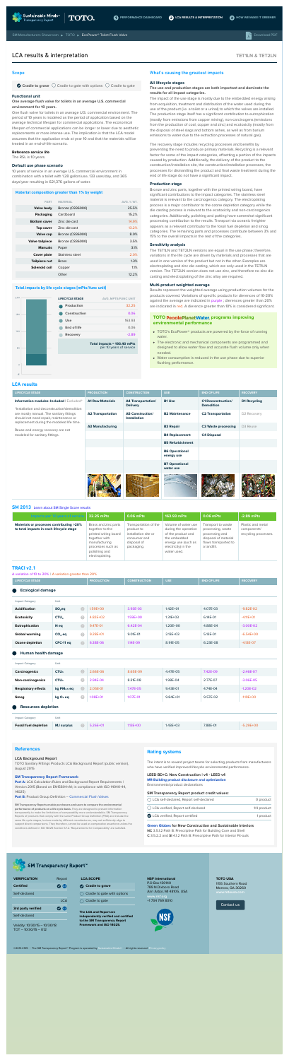SM Manufacturers Showroom » TOTO » EcoPower® Toilet Flush Valve

Download PDF

# LCA results & interpretation

TET1LN & TET2LN

## Scope

Cradle to grave ○ Cradle to gate with options ○ Cradle to gate

### Functional unit

**One average flush valve for toilets in an average U.S. commercial environment for 10 years.**

One flush valve for toilets in an average U.S. commercial environment. The period of 10 years is modeled as the period of application based on the average technical lifespan for commercial applications. The economical lifespan of commercial applications can be longer or lower due to aesthetic replacements or more intense use. The implication is that the LCA model assumes that the application ends at year 10 and that the materials will be treated in an end-of-life scenario.

### Reference service life

The RSL is 10 years.

### Default use phase scenario

10 years of service in an average U.S. commercial environment in combination with a toilet with 1.28 gallon/use, 133 uses/day, and 365 days/year resulting in 621,376 gallons of water.

### Material composition greater than 1% by weight

| PART | MATERIAL | AVG. % WT. |
|---|---|---|
| Valve body | Bronze (C836000) | 25.5% |
| Packaging | Cardboard | 15.2% |
| Bottom cover | Zinc die-cast | 14.6% |
| Top cover | Zinc die-cast | 13.2% |
| Valve cap | Bronze (C836000) | 8.0% |
| Valve sidepiece | Bronze (C836000) | 3.5% |
| Manuals | Paper | 3.1% |
| Cover plate | Stainless steel | 2.0% |
| Tailpiece nut | Brass | 1.2% |
| Solenoid coil | Copper | 1.1% |
| | Other | 12.2% |

### Total impacts by life cycle stages [mPts/func unit]

| LIFECYCLE STAGE | AVG. mPTS/FUNCT UNIT |
|---|---|
| Production | 32.25 |
| Construction | 0.06 |
| Use | 163.93 |
| End of life | 0.06 |
| Recovery | -2.89 |

Total impacts = 192.40 mPts per 10 years of service

## What's causing the greatest impacts

### All lifecycle stages

**The use and production stages are both important and dominate the results for all impact categories.**

The impact of the use stage is mostly due to the embedded energy arising from acquisition, treatment and distribution of the water used during the use of the product (i.e. a toilet or a urinal) to which the valves are installed. The production stage itself has a significant contribution to eutrophication (mostly from emissions from copper mining), non-carcinogens (emissions from the production of coal, copper and zinc) and ecotoxicity (mostly from the disposal of steel slags and bottom ashes, as well as from barium emissions to water due to the extraction processes of natural gas).

The recovery stage includes recycling processes and benefits by preventing the need to produce primary materials. Recycling is a relevant factor for some of the impact categories, offsetting a portion of the impacts caused by production. Additionally, the delivery of the product to the construction/installation site, the construction/installation processes, the processes for dismantling the product and final waste treatment during the end of life stage do not have a significant impact.

### Production stage

Bronze and zinc parts, together with the printed wiring board, have significant contributions to the impact categories. The stainless steel material is relevant to the carcinogenics category. The electroplating process is a major contributor to the ozone depletion category while the die casting process is relevant to the ecotoxicity and non-carcinogenics categories. Additionally, polishing and potting have somewhat significant processing contribution to the results. Transport via oceanic freighter appears as a relevant contributor to the fossil fuel depletion and smog categories. The remaining parts and processes contribute between 3% and 15% to the overall impacts in the rest of the categories.

### Sensitivity analysis

The TET1LN and TET2LN versions are equal in the use phase; therefore, variations in the life cycle are driven by materials and processes that are used in one version of the product but not in the other. Examples are electroplating and zinc die casting, which are only used in the TET1LN version. The TET2LN version does not use zinc, and therefore no zinc die casting and electroplating of the zinc alloy are required.

### Multi-product weighted average

Results represent the weighted average using production volumes for the products covered. Variations of specific products for deviances of 10-20% against the average are indicated in purple ; deviances greater than 20% are indicated in red. A deviance greater than 10% is considered significant.

### TOTO PeoplePlanetWater. programs improving environmental performance

- TOTO's EcoPower® products are powered by the force of running water.
- The electronic and mechanical components are programmed and designed to allow water flow and accurate flush volumes only when needed.
- Water consumption is reduced in the use phase due to superior flushing performance.

## LCA results

| LIFECYCLE STAGE | PRODUCTION | CONSTRUCTION | USE | END OF LIFE | RECOVERY |
|---|---|---|---|---|---|
| **Information modules: Included / Excluded*** | **A1 Raw Materials** | **A4 Transportation/ Delivery** | **B1 Use** | **C1 Deconstruction/ Demolition** | **D1 Recycling** |
| *Installation and deconstruction/demolition are mostly manual. The sanitary fittings should not need repair, maintenance or replacement during the modeled life time. | **A2 Transportation** | **A5 Construction/ Installation** | **B2 Maintenance** | **C2 Transportation** | D2 Recovery |
| Reuse and energy recovery are not modeled for sanitary fittings. | **A3 Manufacturing** | | **B3 Repair** | **C3 Waste processing** | D3 Reuse |
| | | | **B4 Replacement** | **C4 Disposal** | |
| | | | **B5 Refurbishment** | | |
| | | | **B6 Operational energy use** | | |
| | | | **B7 Operational water use** | | |

## SM 2013 Learn about SM Single Score results

| Impacts per 10 years of service | 32.25 mPts | 0.06 mPts | 163.93 mPts | 0.06 mPts | -2.89 mPts |
|---|---|---|---|---|---|
| **Materials or processes contributing >20% to total impacts in each lifecycle stage** | Brass and zinc parts together to the printed wiring board together with manufacturing processes such as polishing and electroplating. | Transportation of the product to installation site or consumer and disposal of packaging. | Volume of water use during the operation of the product and the embedded energy use such as electricity in the water used. | Transport to waste processing, waste processing and disposal of material flows transported to a landfill. | Plastic and metal components' recycling processes. |

## TRACI v2.1

A variation of 10 to 20% | A variation greater than 20%

### Ecological damage

| Impact Category | Unit | PRODUCTION | CONSTRUCTION | USE | END OF LIFE | RECOVERY |
|---|---|---|---|---|---|---|
| Acidification | $SO_2$ eq | 1.50E+00 | 3.93E-03 | 1.42E+01 | 4.07E-03 | -9.42E-02 |
| Ecotoxicity | $CTU_e$ | 4.62E+02 | 1.59E+00 | 1.21E+03 | 6.14E-01 | -4.15E+01 |
| Eutrophication | N eq | 9.47E-01 | 6.42E-04 | 1.20E+00 | 4.88E-04 | -3.00E-02 |
| Global warming | $CO_2$ eq | 9.28E+01 | 9.01E-01 | 2.51E+03 | 5.15E-01 | -6.54E+00 |
| Ozone depletion | CFC-11 eq | 6.38E-06 | 1.16E-09 | 8.91E-05 | 6.23E-08 | -4.10E-07 |

### Human health damage

| Impact Category | Unit | PRODUCTION | CONSTRUCTION | USE | END OF LIFE | RECOVERY |
|---|---|---|---|---|---|---|
| Carcinogenics | $CTU_h$ | 2.66E-06 | 8.60E-09 | 4.47E-05 | 7.42E-09 | -2.46E-07 |
| Non-carcinogenics | $CTU_h$ | 2.94E-04 | 8.31E-08 | 1.98E-04 | 2.77E-07 | -3.06E-05 |
| Respiratory effects | kg $PM_{2.5}$ eq | 2.05E-01 | 7.47E-05 | 9.43E-01 | 4.74E-04 | -1.20E-02 |
| Smog | kg $O_3$ eq | 1.98E+01 | 1.07E-01 | 9.84E+01 | 9.57E-02 | -1.18E+00 |

### Resources depletion

| Impact Category | Unit | PRODUCTION | CONSTRUCTION | USE | END OF LIFE | RECOVERY |
|---|---|---|---|---|---|---|
| Fossil fuel depletion | MJ surplus | 5.26E+01 | 1.13E+00 | 1.43E+03 | 7.88E-01 | -5.29E+00 |

## References

### LCA Background Report

TOTO Sanitary Fittings Products LCA Background Report (public version), August 2015

### SM Transparency Report Framework

**Part A:** LCA Calculation Rules and Background Report Requirements Version 2015 (Based on EN15804+A1, in compliance with ISO 14040-44, 14025)

**Part B:** Product Group Definition – Commercial Flush Valves

**SM Transparency Reports enable purchasers and users to compare the environmental performance of products on a life cycle basis.** They are designed to present information transparently to make the limitations of comparability more understandable. SM Transparency Reports of products that comply with the same Product Group Definition (PGD) and include the same life cycle stages, but are made by different manufacturers, may not sufficiently align to support direct comparisons. They, therefore, cannot be used as comparative assertions unless the conditions defined in ISO 14025 Section 6.7.2. 'Requirements for Comparability' are satisfied.

## Rating systems

The intent is to reward project teams for selecting products from manufacturers who have verified improved life-cycle environmental performance.

**LEED BD+C: New Construction | v4 - LEED v4**
**MR Building product disclosure and optimization**
Environmental product declarations

**SM Transparency Report product credit values:**

| | |
|---|---|
| LCA self-declared, Report self-declared | 0 product |
| LCA verified, Report self-declared | ½ product |
| LCA verified, Report certified | 1 product |

**Green Globes for New Construction and Sustainable Interiors**
**NC** 3.5.1.2 Path B: Prescriptive Path for Building Core and Shell
**CI** 3.5.2.2 and **SI** 4.1.2 Path B: Prescriptive Path for Interior Fit-outs

## SM Transparency Report™

| VERIFICATION | Report | LCA |
|---|---|---|
| Certified | ✓ | ✓ |
| Self-declared | | |
| 3rd party verified | ✓ | ✓ |
| Self-declared | | |

Validity: 10/30/15 – 10/30/18
TOT – 10/30/15 – 012

**LCA SCOPE**

- Cradle to grave
- ○ Cradle to gate with options
- ○ Cradle to gate

**The LCA and Report are independently verified and certified to the SM Transparency Report Framework and ISO 14025.**

**NSF International**
P.O. Box 130140
789 N Dixboro Road
Ann Arbor, MI 48105, USA
www.nsf.org
+1 734 769 8010

**TOTO USA**
1155 Southern Road
Morrow, GA 30260
www.totousa.com

Contact us

©2014 SM – The SM Transparency Report™ Program is operated by Sustainable Minds® | All rights reserved | Privacy policy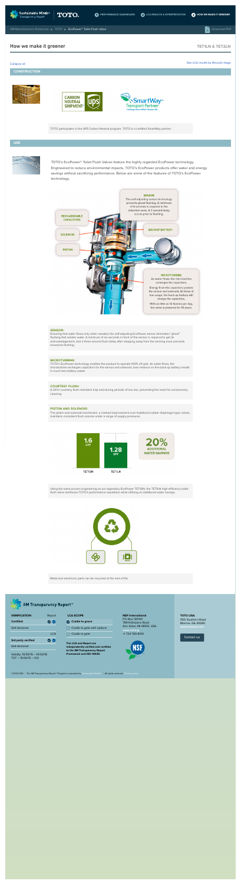Sustainable Minds® Transparency Report | TOTO.

1 PERFORMANCE DASHBOARD | 2 LCA RESULTS & INTERPRETATION | 3 HOW WE MAKE IT GREENER

SM Manufacturers Showroom » TOTO » EcoPower® Toilet Flush Valve

Download PDF

## How we make it greener

**TET1LN & TET2LN**

Collapse all

See LCA results by lifecycle stage

### CONSTRUCTION

CARBON NEUTRAL SHIPMENT UPS

SmartWay Transport Partner — Cutting Fleet Wide Cleaner Air

TOTO participates in the UPS Carbon Neutral program. TOTO is a certified SmartWay partner.

### USE

TOTO's EcoPower® Toilet Flush Valves feature the highly regarded EcoPower technology. Engineered to reduce environmental impacts, TOTO's EcoPower products offer water and energy savings without sacrificing performance. Below are some of the features of TOTO's EcoPower technology.

SENSOR: The self-adjusting sensor technology prevents ghost flushing. A minimum of 6 seconds is required in the detection zone, & 3 second delay occurs prior to flushing.

RECHARGEABLE CAPACITORS

BACKUP BATTERY

SOLENOID

PISTON

MICROTURBINE: As water flows, the microturbine recharges the capacitors. Energy from the capacitors powers the sensor and solenoid. At times of low usage, the back-up battery will charge the capacitors. With as little as 12 flushes per day, the valve is powered for 19 years.

**SENSOR:**
Ensuring that water flows only when needed, the self-adjusting EcoPower sensor eliminates "ghost" flushing that wastes water. A minimum of six seconds in front of the sensor is required to get its acknowledgement, and a three second flush delay after stepping away from the sensing zone prevents excessive flushing.

**MICROTURBINE:**
TOTO's EcoPower technology enables the product to operate 100% off grid. As water flows, the microturbine recharges capacitors for the sensor and solenoid. Less reliance on the back-up battery results in much less battery waste.

**COURTESY FLUSH:**
A 24-hr courtesy flush maintains trap seal during periods of low use, preventing the need for unnecessary cleaning.

**PISTON AND SOLENOID:**
The piston and solenoid mechanism, a marked improvement over traditional rubber diaphragm type valves, maintains consistent flush volume under a range of supply pressures.

1.6 GPF
TET1GN

1.28 GPF
TET1LN

20% ADDITIONAL WATER SAVINGS

Using the same proven engineering as our legendary EcoPower TET1GN, the TET1LN high-efficiency toilet flush valve reinforces TOTO's performance reputation while offering an additional water savings.

Metal and electronic parts can be recycled at the end of life.

SM Transparency Report™

| VERIFICATION | Report |
|---|---|
| Certified | ✓ |
| Self-declared | |
| | LCA |
| 3rd party verified | ✓ |
| Self-declared | |

Validity: 10/30/15 – 10/30/18
TOT – 10/30/15 – 012

**LCA SCOPE**

- ✓ Cradle to grave
- Cradle to gate with options
- Cradle to gate

**The LCA and Report are independently verified and certified to the SM Transparency Report Framework and ISO 14025.**

**NSF International**
P.O. Box 130140
789 N.Dixboro Road
Ann Arbor, MI 48105, USA
www.nsf.org
+1 734 769 8010

**TOTO USA**
1155 Southern Road
Morrow, GA 30260
www.totousa.com

Contact us

©2013-2015 The SM Transparency Report™ Program is operated by Sustainable Minds®. All rights reserved. Privacy policy.